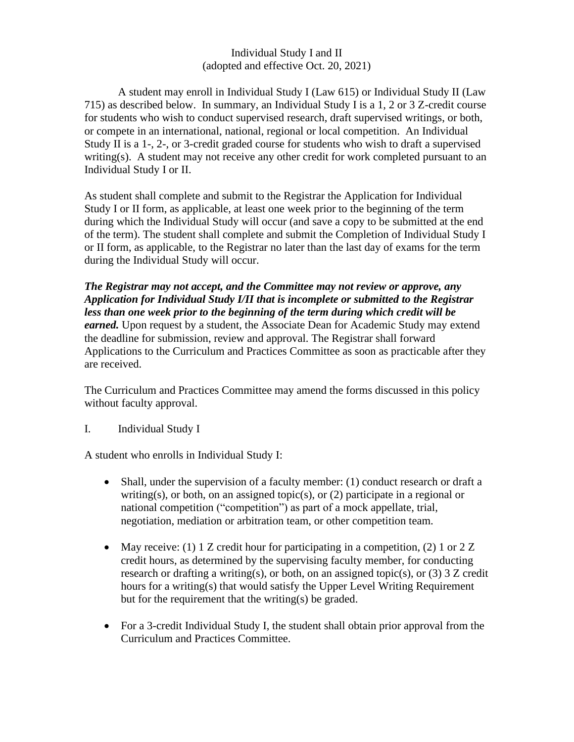# Individual Study I and II
(adopted and effective Oct. 20, 2021)

A student may enroll in Individual Study I (Law 615) or Individual Study II (Law 715) as described below. In summary, an Individual Study I is a 1, 2 or 3 Z-credit course for students who wish to conduct supervised research, draft supervised writings, or both, or compete in an international, national, regional or local competition. An Individual Study II is a 1-, 2-, or 3-credit graded course for students who wish to draft a supervised writing(s). A student may not receive any other credit for work completed pursuant to an Individual Study I or II.

As student shall complete and submit to the Registrar the Application for Individual Study I or II form, as applicable, at least one week prior to the beginning of the term during which the Individual Study will occur (and save a copy to be submitted at the end of the term). The student shall complete and submit the Completion of Individual Study I or II form, as applicable, to the Registrar no later than the last day of exams for the term during the Individual Study will occur.

***The Registrar may not accept, and the Committee may not review or approve, any Application for Individual Study I/II that is incomplete or submitted to the Registrar less than one week prior to the beginning of the term during which credit will be earned.*** Upon request by a student, the Associate Dean for Academic Study may extend the deadline for submission, review and approval. The Registrar shall forward Applications to the Curriculum and Practices Committee as soon as practicable after they are received.

The Curriculum and Practices Committee may amend the forms discussed in this policy without faculty approval.

## I. Individual Study I

A student who enrolls in Individual Study I:

- Shall, under the supervision of a faculty member: (1) conduct research or draft a writing(s), or both, on an assigned topic(s), or (2) participate in a regional or national competition ("competition") as part of a mock appellate, trial, negotiation, mediation or arbitration team, or other competition team.
- May receive: (1) 1 Z credit hour for participating in a competition, (2) 1 or 2 Z credit hours, as determined by the supervising faculty member, for conducting research or drafting a writing(s), or both, on an assigned topic(s), or (3) 3 Z credit hours for a writing(s) that would satisfy the Upper Level Writing Requirement but for the requirement that the writing(s) be graded.
- For a 3-credit Individual Study I, the student shall obtain prior approval from the Curriculum and Practices Committee.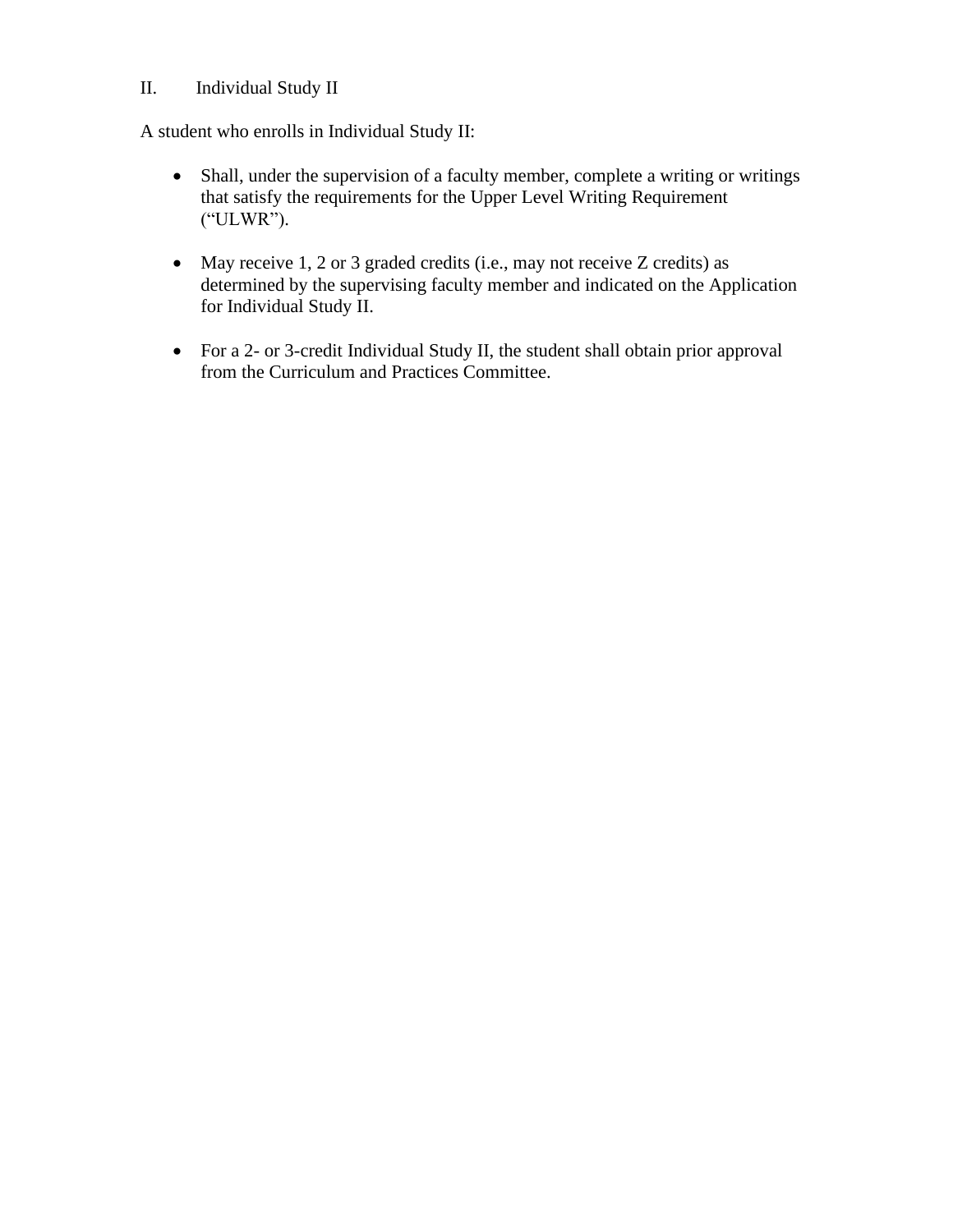## II. Individual Study II

A student who enrolls in Individual Study II:

- Shall, under the supervision of a faculty member, complete a writing or writings that satisfy the requirements for the Upper Level Writing Requirement ("ULWR").

- May receive 1, 2 or 3 graded credits (i.e., may not receive Z credits) as determined by the supervising faculty member and indicated on the Application for Individual Study II.

- For a 2- or 3-credit Individual Study II, the student shall obtain prior approval from the Curriculum and Practices Committee.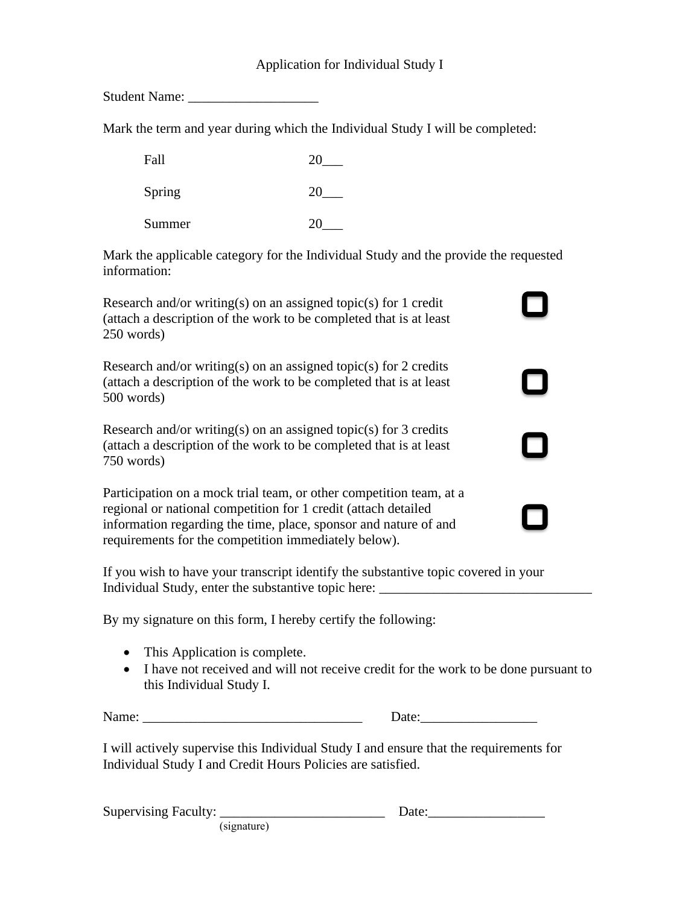Application for Individual Study I

Student Name: ___________________

Mark the term and year during which the Individual Study I will be completed:

| | |
|---|---|
| Fall | 20___ |
| Spring | 20___ |
| Summer | 20___ |

Mark the applicable category for the Individual Study and the provide the requested information:

Research and/or writing(s) on an assigned topic(s) for 1 credit (attach a description of the work to be completed that is at least 250 words) ☐

Research and/or writing(s) on an assigned topic(s) for 2 credits (attach a description of the work to be completed that is at least 500 words) ☐

Research and/or writing(s) on an assigned topic(s) for 3 credits (attach a description of the work to be completed that is at least 750 words) ☐

Participation on a mock trial team, or other competition team, at a regional or national competition for 1 credit (attach detailed information regarding the time, place, sponsor and nature of and requirements for the competition immediately below). ☐

If you wish to have your transcript identify the substantive topic covered in your Individual Study, enter the substantive topic here: _______________________________

By my signature on this form, I hereby certify the following:

- This Application is complete.
- I have not received and will not receive credit for the work to be done pursuant to this Individual Study I.

Name: ________________________________ Date:_________________

I will actively supervise this Individual Study I and ensure that the requirements for Individual Study I and Credit Hours Policies are satisfied.

Supervising Faculty: ________________________ Date:_________________
(signature)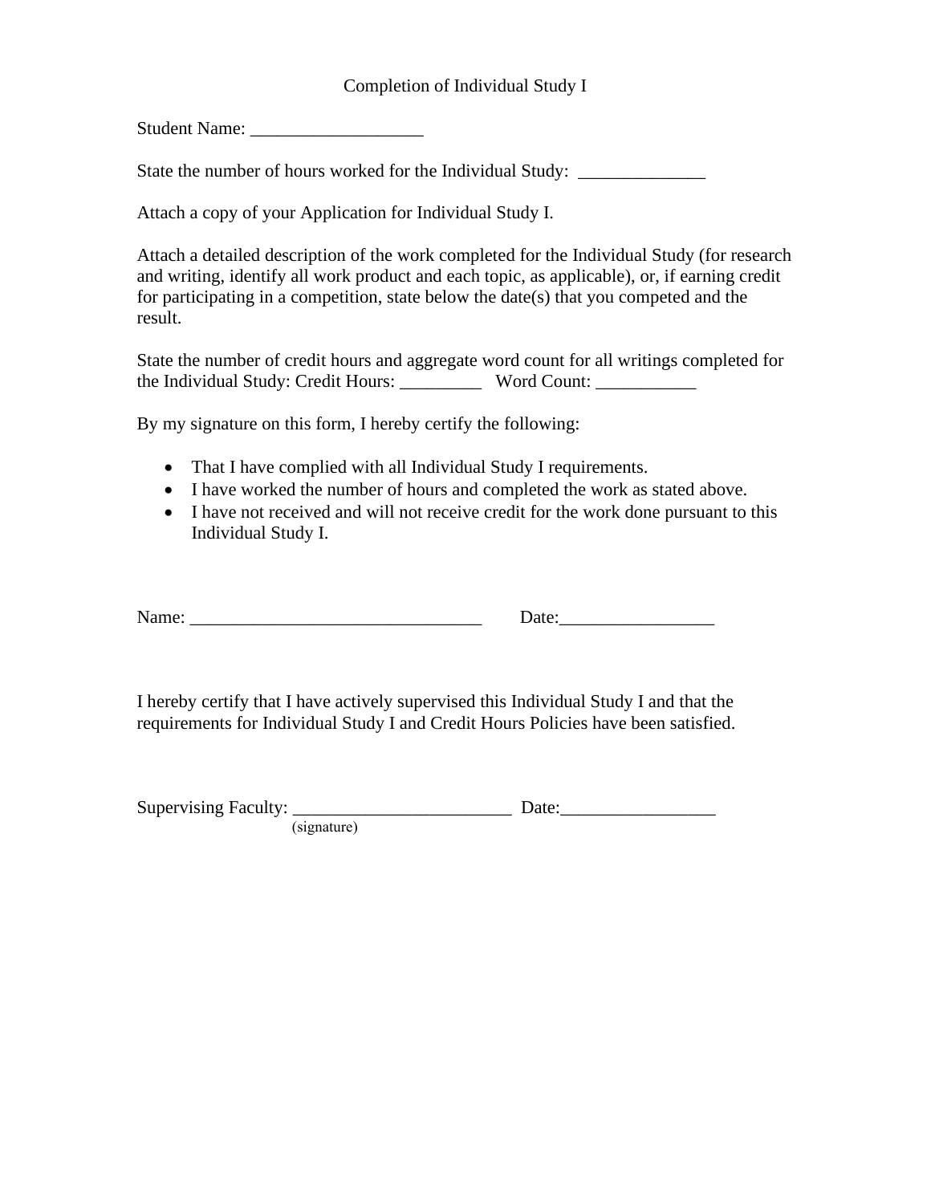# Completion of Individual Study I

Student Name: ___________________

State the number of hours worked for the Individual Study: ______________

Attach a copy of your Application for Individual Study I.

Attach a detailed description of the work completed for the Individual Study (for research and writing, identify all work product and each topic, as applicable), or, if earning credit for participating in a competition, state below the date(s) that you competed and the result.

State the number of credit hours and aggregate word count for all writings completed for the Individual Study: Credit Hours: _________ Word Count: ___________

By my signature on this form, I hereby certify the following:

- That I have complied with all Individual Study I requirements.
- I have worked the number of hours and completed the work as stated above.
- I have not received and will not receive credit for the work done pursuant to this Individual Study I.

Name: ________________________________ Date:_________________

I hereby certify that I have actively supervised this Individual Study I and that the requirements for Individual Study I and Credit Hours Policies have been satisfied.

Supervising Faculty: ________________________ Date:_________________
(signature)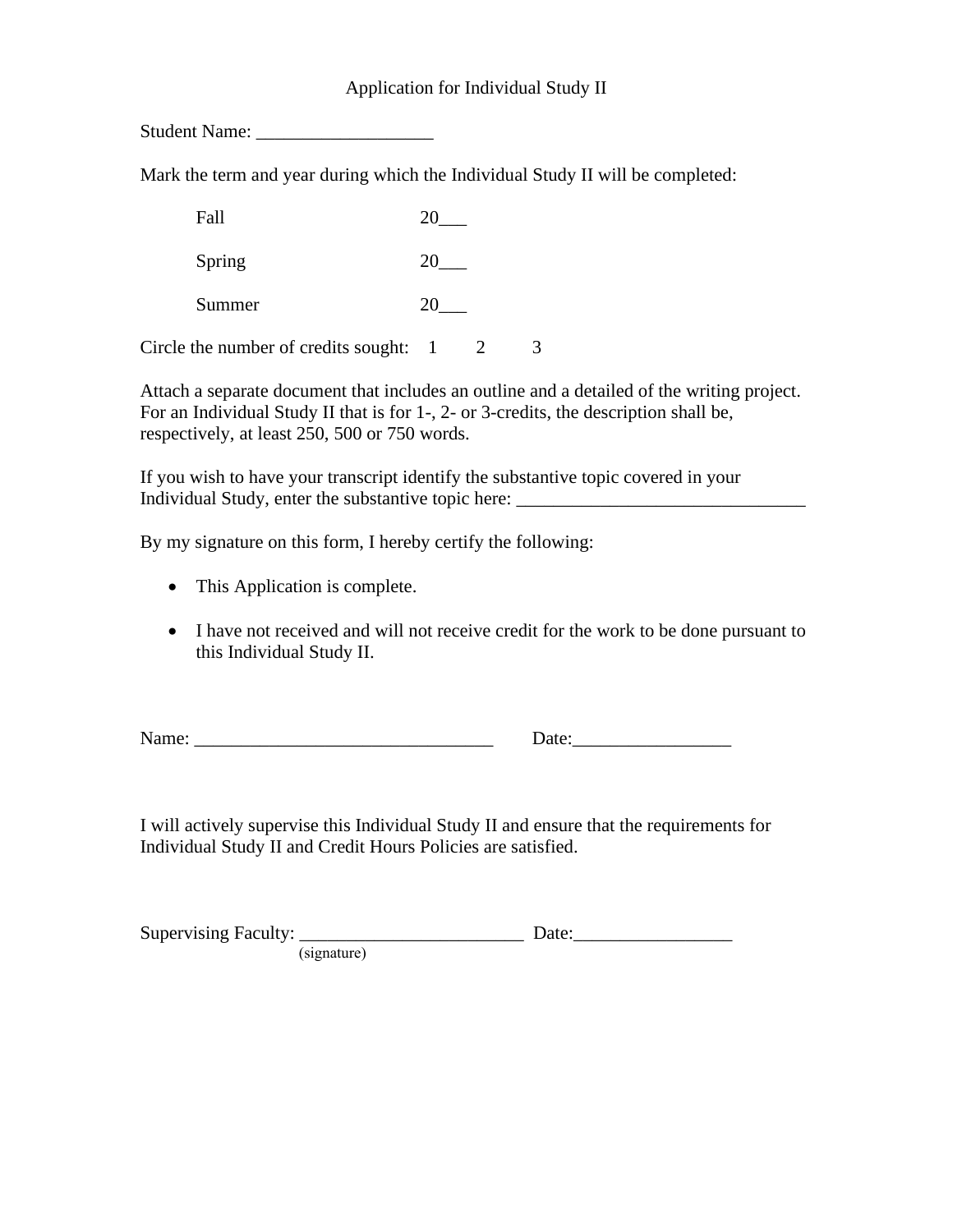# Application for Individual Study II

Student Name: ___________________

Mark the term and year during which the Individual Study II will be completed:

Fall 20___

Spring 20___

Summer 20___

Circle the number of credits sought: 1 2 3

Attach a separate document that includes an outline and a detailed of the writing project. For an Individual Study II that is for 1-, 2- or 3-credits, the description shall be, respectively, at least 250, 500 or 750 words.

If you wish to have your transcript identify the substantive topic covered in your Individual Study, enter the substantive topic here: _______________________________

By my signature on this form, I hereby certify the following:

- This Application is complete.
- I have not received and will not receive credit for the work to be done pursuant to this Individual Study II.

Name: ________________________________ Date:_________________

I will actively supervise this Individual Study II and ensure that the requirements for Individual Study II and Credit Hours Policies are satisfied.

Supervising Faculty: ________________________ Date:_________________
(signature)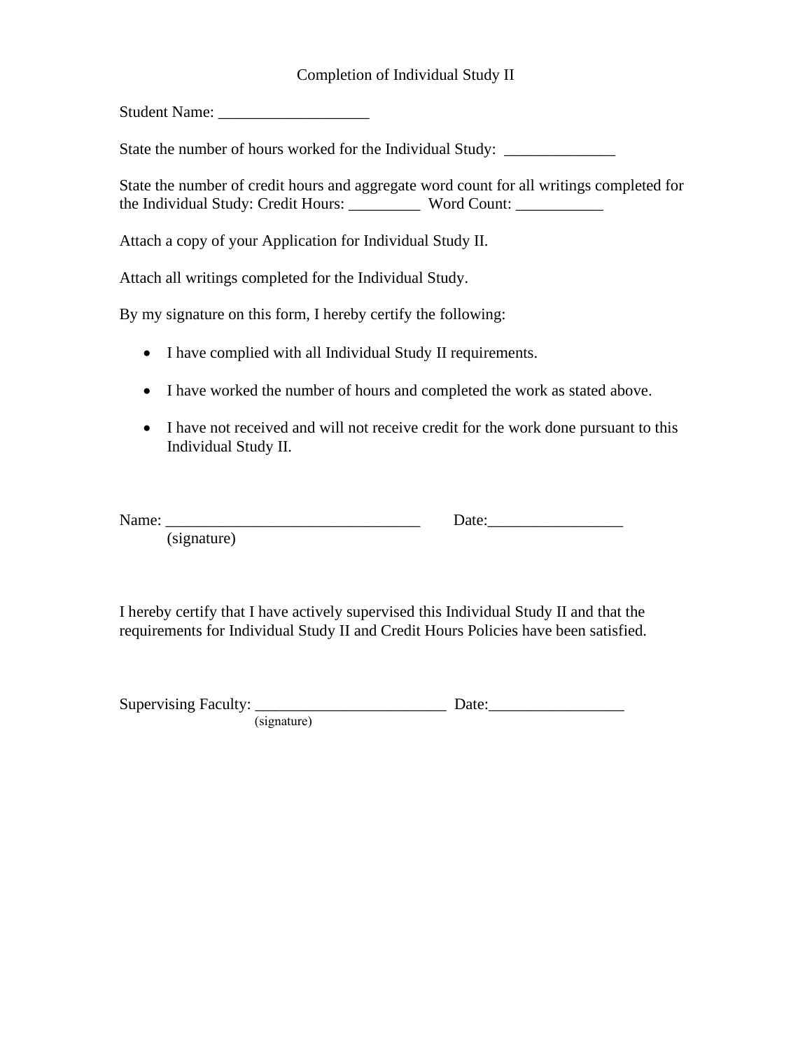# Completion of Individual Study II

Student Name: ___________________

State the number of hours worked for the Individual Study: ______________

State the number of credit hours and aggregate word count for all writings completed for the Individual Study: Credit Hours: _________ Word Count: ___________

Attach a copy of your Application for Individual Study II.

Attach all writings completed for the Individual Study.

By my signature on this form, I hereby certify the following:

- I have complied with all Individual Study II requirements.
- I have worked the number of hours and completed the work as stated above.
- I have not received and will not receive credit for the work done pursuant to this Individual Study II.

Name: ________________________________ Date:_________________
(signature)

I hereby certify that I have actively supervised this Individual Study II and that the requirements for Individual Study II and Credit Hours Policies have been satisfied.

Supervising Faculty: ________________________ Date:_________________
(signature)